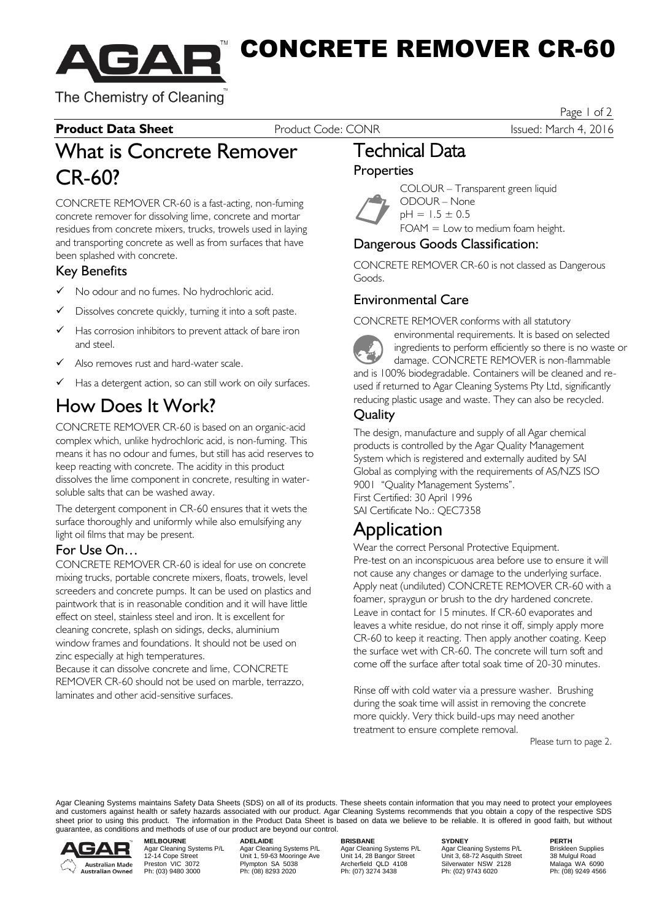# CONCRETE REMOVER CR-60

The Chemistry of Cleaning

**Product Data Sheet** Product Code: CONR Issued: March 4, 2016

# What is Concrete Remover CR-60?

CONCRETE REMOVER CR-60 is a fast-acting, non-fuming concrete remover for dissolving lime, concrete and mortar residues from concrete mixers, trucks, trowels used in laying and transporting concrete as well as from surfaces that have been splashed with concrete.

## Key Benefits

- ✓ No odour and no fumes. No hydrochloric acid.
- ✓ Dissolves concrete quickly, turning it into a soft paste.
- ✓ Has corrosion inhibitors to prevent attack of bare iron and steel.
- ✓ Also removes rust and hard-water scale.
- ✓ Has a detergent action, so can still work on oily surfaces.

# How Does It Work?

CONCRETE REMOVER CR-60 is based on an organic-acid complex which, unlike hydrochloric acid, is non-fuming. This means it has no odour and fumes, but still has acid reserves to keep reacting with concrete. The acidity in this product dissolves the lime component in concrete, resulting in water-soluble salts that can be washed away.

The detergent component in CR-60 ensures that it wets the surface thoroughly and uniformly while also emulsifying any light oil films that may be present.

## For Use On…

CONCRETE REMOVER CR-60 is ideal for use on concrete mixing trucks, portable concrete mixers, floats, trowels, level screeders and concrete pumps. It can be used on plastics and paintwork that is in reasonable condition and it will have little effect on steel, stainless steel and iron. It is excellent for cleaning concrete, splash on sidings, decks, aluminium window frames and foundations. It should not be used on zinc especially at high temperatures.

Because it can dissolve concrete and lime, CONCRETE REMOVER CR-60 should not be used on marble, terrazzo, laminates and other acid-sensitive surfaces.

# Technical Data

## Properties

COLOUR – Transparent green liquid
ODOUR – None
pH = $1.5 \pm 0.5$
FOAM = Low to medium foam height.

## Dangerous Goods Classification:

CONCRETE REMOVER CR-60 is not classed as Dangerous Goods.

## Environmental Care

CONCRETE REMOVER conforms with all statutory environmental requirements. It is based on selected ingredients to perform efficiently so there is no waste or damage. CONCRETE REMOVER is non-flammable and is 100% biodegradable. Containers will be cleaned and re-used if returned to Agar Cleaning Systems Pty Ltd, significantly reducing plastic usage and waste. They can also be recycled.

## Quality

The design, manufacture and supply of all Agar chemical products is controlled by the Agar Quality Management System which is registered and externally audited by SAI Global as complying with the requirements of AS/NZS ISO 9001 "Quality Management Systems".
First Certified: 30 April 1996
SAI Certificate No.: QEC7358

# Application

Wear the correct Personal Protective Equipment.
Pre-test on an inconspicuous area before use to ensure it will not cause any changes or damage to the underlying surface.
Apply neat (undiluted) CONCRETE REMOVER CR-60 with a foamer, spraygun or brush to the dry hardened concrete.
Leave in contact for 15 minutes. If CR-60 evaporates and leaves a white residue, do not rinse it off, simply apply more CR-60 to keep it reacting. Then apply another coating. Keep the surface wet with CR-60. The concrete will turn soft and come off the surface after total soak time of 20-30 minutes.

Rinse off with cold water via a pressure washer. Brushing during the soak time will assist in removing the concrete more quickly. Very thick build-ups may need another treatment to ensure complete removal.

Please turn to page 2.

Agar Cleaning Systems maintains Safety Data Sheets (SDS) on all of its products. These sheets contain information that you may need to protect your employees and customers against health or safety hazards associated with our product. Agar Cleaning Systems recommends that you obtain a copy of the respective SDS sheet prior to using this product. The information in the Product Data Sheet is based on data we believe to be reliable. It is offered in good faith, but without guarantee, as conditions and methods of use of our product are beyond our control.

Australian Made Australian Owned

| MELBOURNE | ADELAIDE | BRISBANE | SYDNEY | PERTH |
|---|---|---|---|---|
| Agar Cleaning Systems P/L | Agar Cleaning Systems P/L | Agar Cleaning Systems P/L | Agar Cleaning Systems P/L | Briskleen Supplies |
| 12-14 Cope Street | Unit 1, 59-63 Mooringe Ave | Unit 14, 28 Bangor Street | Unit 3, 68-72 Asquith Street | 38 Mulgul Road |
| Preston VIC 3072 | Plympton SA 5038 | Archerfield QLD 4108 | Silverwater NSW 2128 | Malaga WA 6090 |
| Ph: (03) 9480 3000 | Ph: (08) 8293 2020 | Ph: (07) 3274 3438 | Ph: (02) 9743 6020 | Ph: (08) 9249 4566 |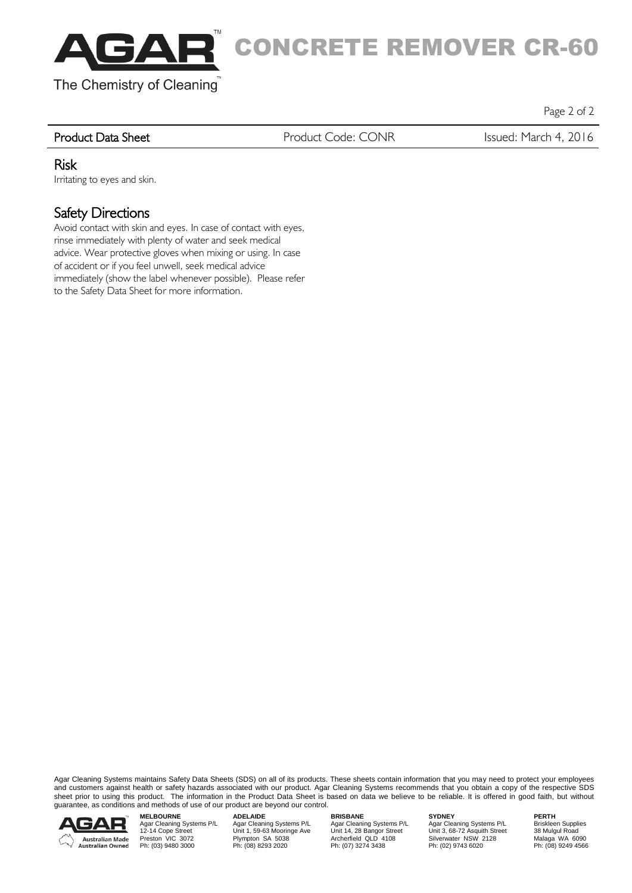## Risk

Irritating to eyes and skin.

## Safety Directions

Avoid contact with skin and eyes. In case of contact with eyes, rinse immediately with plenty of water and seek medical advice. Wear protective gloves when mixing or using. In case of accident or if you feel unwell, seek medical advice immediately (show the label whenever possible). Please refer to the Safety Data Sheet for more information.

Agar Cleaning Systems maintains Safety Data Sheets (SDS) on all of its products. These sheets contain information that you may need to protect your employees and customers against health or safety hazards associated with our product. Agar Cleaning Systems recommends that you obtain a copy of the respective SDS sheet prior to using this product. The information in the Product Data Sheet is based on data we believe to be reliable. It is offered in good faith, but without guarantee, as conditions and methods of use of our product are beyond our control.

| | | | | |
|---|---|---|---|---|
| **MELBOURNE** | **ADELAIDE** | **BRISBANE** | **SYDNEY** | **PERTH** |
| Agar Cleaning Systems P/L | Agar Cleaning Systems P/L | Agar Cleaning Systems P/L | Agar Cleaning Systems P/L | Briskleen Supplies |
| 12-14 Cope Street | Unit 1, 59-63 Mooringe Ave | Unit 14, 28 Bangor Street | Unit 3, 68-72 Asquith Street | 38 Mulgul Road |
| Preston VIC 3072 | Plympton SA 5038 | Archerfield QLD 4108 | Silverwater NSW 2128 | Malaga WA 6090 |
| Ph: (03) 9480 3000 | Ph: (08) 8293 2020 | Ph: (07) 3274 3438 | Ph: (02) 9743 6020 | Ph: (08) 9249 4566 |

Australian Made
Australian Owned